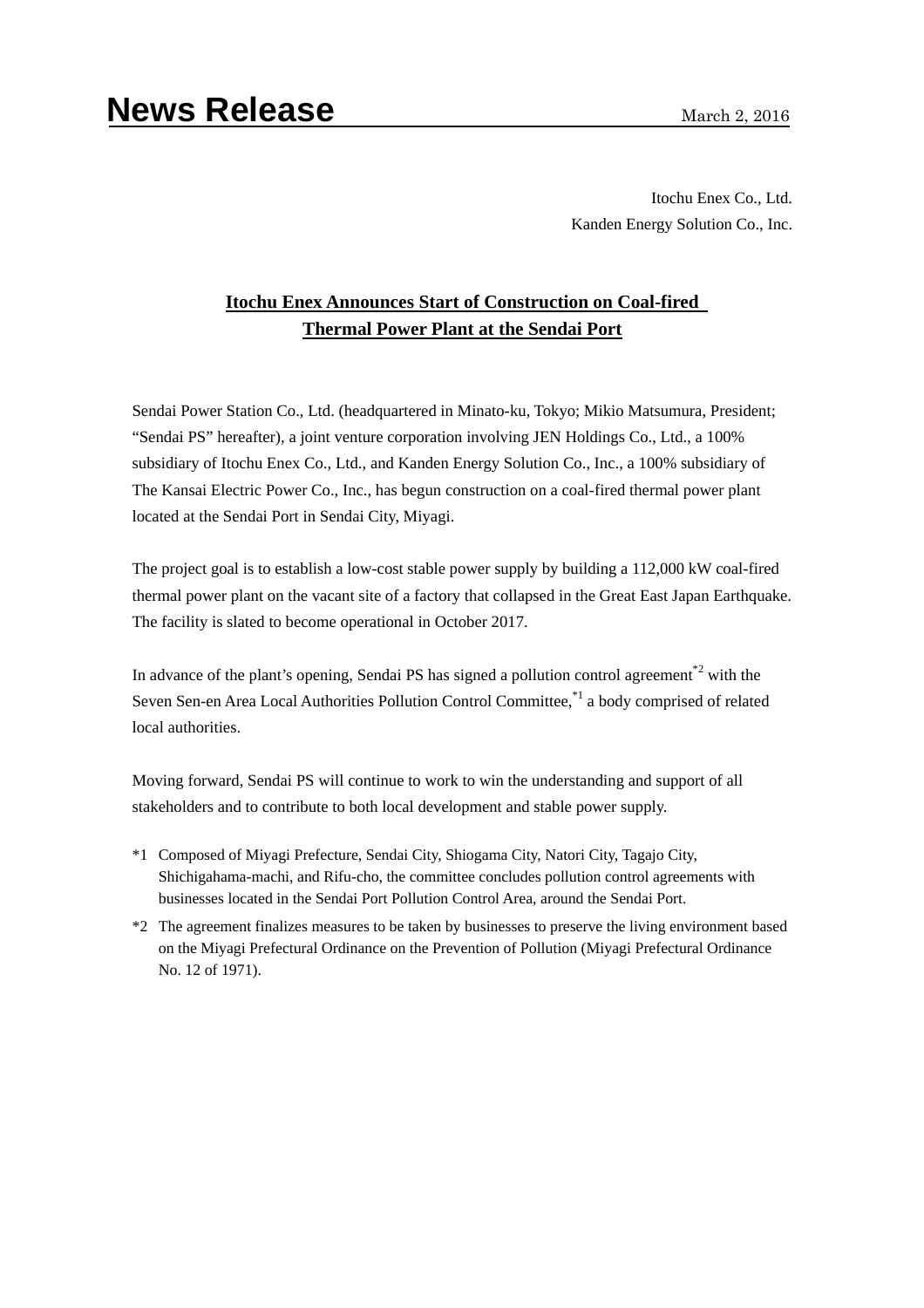# News Release

March 2, 2016

Itochu Enex Co., Ltd.
Kanden Energy Solution Co., Inc.

## Itochu Enex Announces Start of Construction on Coal-fired Thermal Power Plant at the Sendai Port

Sendai Power Station Co., Ltd. (headquartered in Minato-ku, Tokyo; Mikio Matsumura, President; "Sendai PS" hereafter), a joint venture corporation involving JEN Holdings Co., Ltd., a 100% subsidiary of Itochu Enex Co., Ltd., and Kanden Energy Solution Co., Inc., a 100% subsidiary of The Kansai Electric Power Co., Inc., has begun construction on a coal-fired thermal power plant located at the Sendai Port in Sendai City, Miyagi.

The project goal is to establish a low-cost stable power supply by building a 112,000 kW coal-fired thermal power plant on the vacant site of a factory that collapsed in the Great East Japan Earthquake. The facility is slated to become operational in October 2017.

In advance of the plant's opening, Sendai PS has signed a pollution control agreement[*2] with the Seven Sen-en Area Local Authorities Pollution Control Committee,[*1] a body comprised of related local authorities.

Moving forward, Sendai PS will continue to work to win the understanding and support of all stakeholders and to contribute to both local development and stable power supply.

*1 Composed of Miyagi Prefecture, Sendai City, Shiogama City, Natori City, Tagajo City, Shichigahama-machi, and Rifu-cho, the committee concludes pollution control agreements with businesses located in the Sendai Port Pollution Control Area, around the Sendai Port.

*2 The agreement finalizes measures to be taken by businesses to preserve the living environment based on the Miyagi Prefectural Ordinance on the Prevention of Pollution (Miyagi Prefectural Ordinance No. 12 of 1971).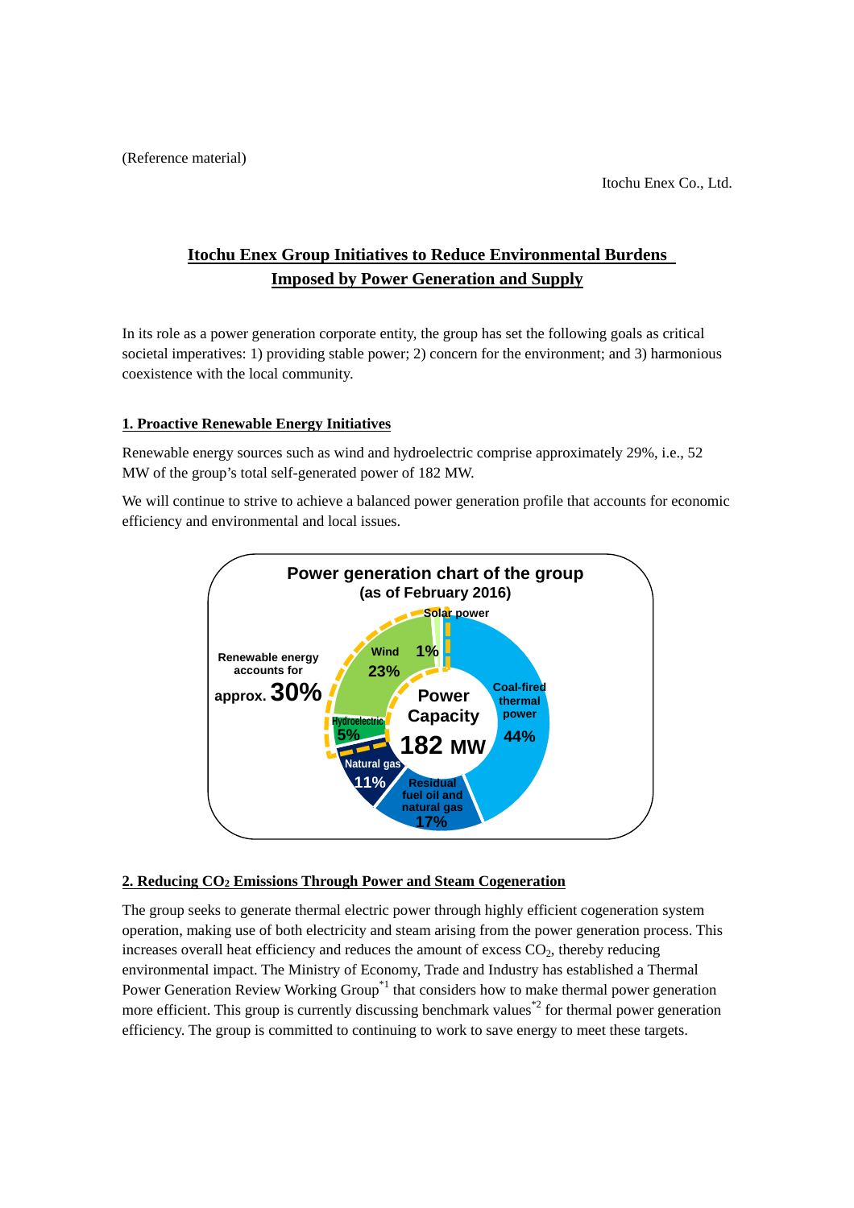(Reference material)

Itochu Enex Co., Ltd.

# Itochu Enex Group Initiatives to Reduce Environmental Burdens Imposed by Power Generation and Supply

In its role as a power generation corporate entity, the group has set the following goals as critical societal imperatives: 1) providing stable power; 2) concern for the environment; and 3) harmonious coexistence with the local community.

## 1. Proactive Renewable Energy Initiatives

Renewable energy sources such as wind and hydroelectric comprise approximately 29%, i.e., 52 MW of the group's total self-generated power of 182 MW.

We will continue to strive to achieve a balanced power generation profile that accounts for economic efficiency and environmental and local issues.

**Power generation chart of the group (as of February 2016)**

Power Capacity 182 MW

Renewable energy accounts for approx. 30%

| Source | Share |
|---|---|
| Solar power | 1% |
| Wind | 23% |
| Hydroelectric | 5% |
| Natural gas | 11% |
| Residual fuel oil and natural gas | 17% |
| Coal-fired thermal power | 44% |

## 2. Reducing $CO_2$ Emissions Through Power and Steam Cogeneration

The group seeks to generate thermal electric power through highly efficient cogeneration system operation, making use of both electricity and steam arising from the power generation process. This increases overall heat efficiency and reduces the amount of excess $CO_2$, thereby reducing environmental impact. The Ministry of Economy, Trade and Industry has established a Thermal Power Generation Review Working Group[*1] that considers how to make thermal power generation more efficient. This group is currently discussing benchmark values[*2] for thermal power generation efficiency. The group is committed to continuing to work to save energy to meet these targets.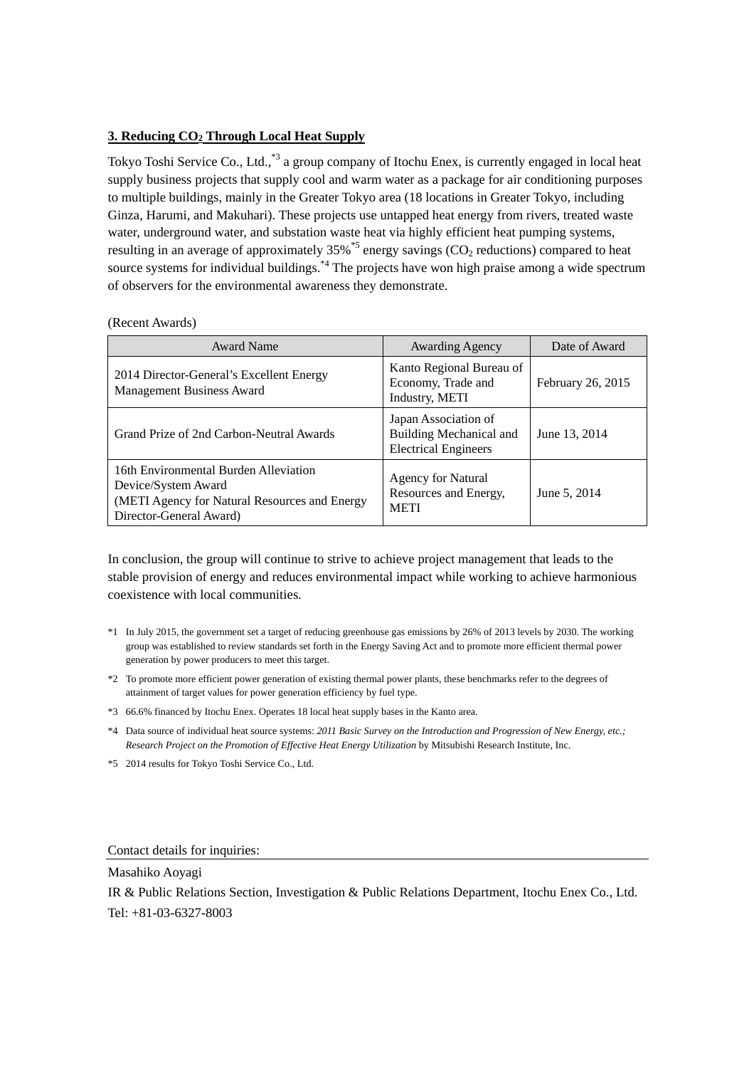### 3. Reducing $CO_2$ Through Local Heat Supply

Tokyo Toshi Service Co., Ltd.,[*3] a group company of Itochu Enex, is currently engaged in local heat supply business projects that supply cool and warm water as a package for air conditioning purposes to multiple buildings, mainly in the Greater Tokyo area (18 locations in Greater Tokyo, including Ginza, Harumi, and Makuhari). These projects use untapped heat energy from rivers, treated waste water, underground water, and substation waste heat via highly efficient heat pumping systems, resulting in an average of approximately 35%[*5] energy savings ($CO_2$ reductions) compared to heat source systems for individual buildings.[*4] The projects have won high praise among a wide spectrum of observers for the environmental awareness they demonstrate.

(Recent Awards)

| Award Name | Awarding Agency | Date of Award |
|---|---|---|
| 2014 Director-General's Excellent Energy Management Business Award | Kanto Regional Bureau of Economy, Trade and Industry, METI | February 26, 2015 |
| Grand Prize of 2nd Carbon-Neutral Awards | Japan Association of Building Mechanical and Electrical Engineers | June 13, 2014 |
| 16th Environmental Burden Alleviation Device/System Award (METI Agency for Natural Resources and Energy Director-General Award) | Agency for Natural Resources and Energy, METI | June 5, 2014 |

In conclusion, the group will continue to strive to achieve project management that leads to the stable provision of energy and reduces environmental impact while working to achieve harmonious coexistence with local communities.

*1 In July 2015, the government set a target of reducing greenhouse gas emissions by 26% of 2013 levels by 2030. The working group was established to review standards set forth in the Energy Saving Act and to promote more efficient thermal power generation by power producers to meet this target.

*2 To promote more efficient power generation of existing thermal power plants, these benchmarks refer to the degrees of attainment of target values for power generation efficiency by fuel type.

*3 66.6% financed by Itochu Enex. Operates 18 local heat supply bases in the Kanto area.

*4 Data source of individual heat source systems: *2011 Basic Survey on the Introduction and Progression of New Energy, etc.; Research Project on the Promotion of Effective Heat Energy Utilization* by Mitsubishi Research Institute, Inc.

*5 2014 results for Tokyo Toshi Service Co., Ltd.

Contact details for inquiries:

Masahiko Aoyagi

IR & Public Relations Section, Investigation & Public Relations Department, Itochu Enex Co., Ltd.

Tel: +81-03-6327-8003